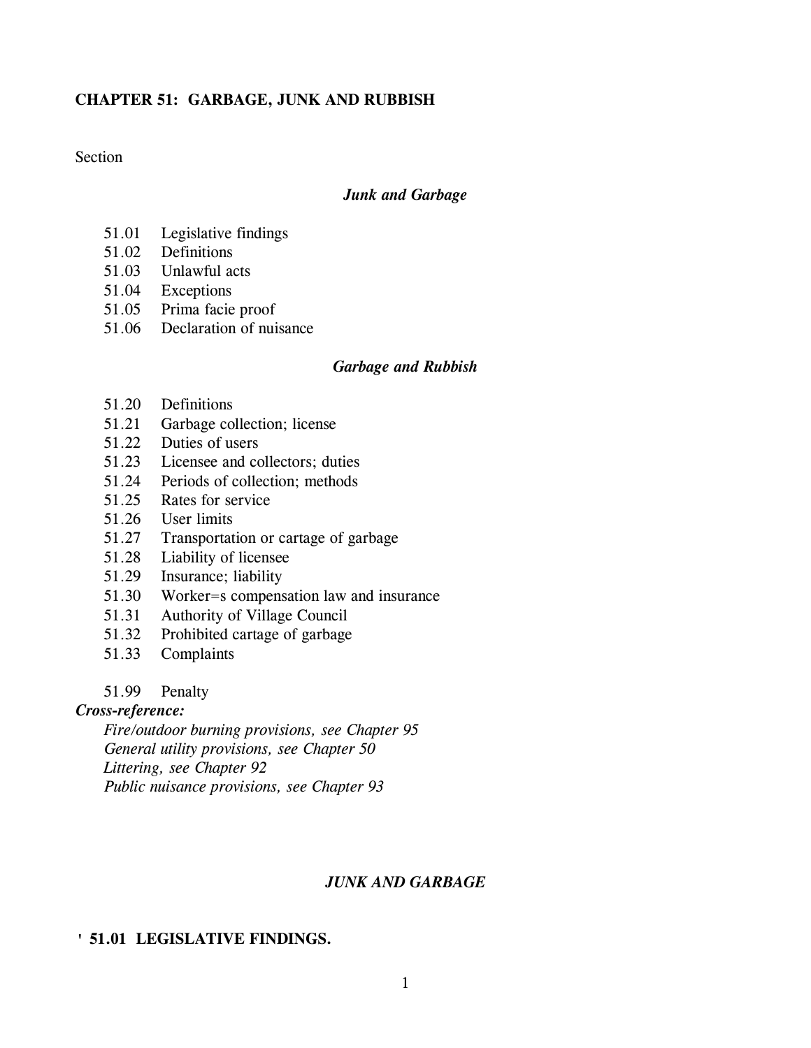# CHAPTER 51: GARBAGE, JUNK AND RUBBISH

Section

### *Junk and Garbage*

- 51.01 Legislative findings
- 51.02 Definitions
- 51.03 Unlawful acts
- 51.04 Exceptions
- 51.05 Prima facie proof
- 51.06 Declaration of nuisance

### *Garbage and Rubbish*

- 51.20 Definitions
- 51.21 Garbage collection; license
- 51.22 Duties of users
- 51.23 Licensee and collectors; duties
- 51.24 Periods of collection; methods
- 51.25 Rates for service
- 51.26 User limits
- 51.27 Transportation or cartage of garbage
- 51.28 Liability of licensee
- 51.29 Insurance; liability
- 51.30 Worker=s compensation law and insurance
- 51.31 Authority of Village Council
- 51.32 Prohibited cartage of garbage
- 51.33 Complaints

- 51.99 Penalty

***Cross-reference:***

*Fire/outdoor burning provisions, see Chapter 95*
*General utility provisions, see Chapter 50*
*Littering, see Chapter 92*
*Public nuisance provisions, see Chapter 93*

## *JUNK AND GARBAGE*

### ' 51.01 LEGISLATIVE FINDINGS.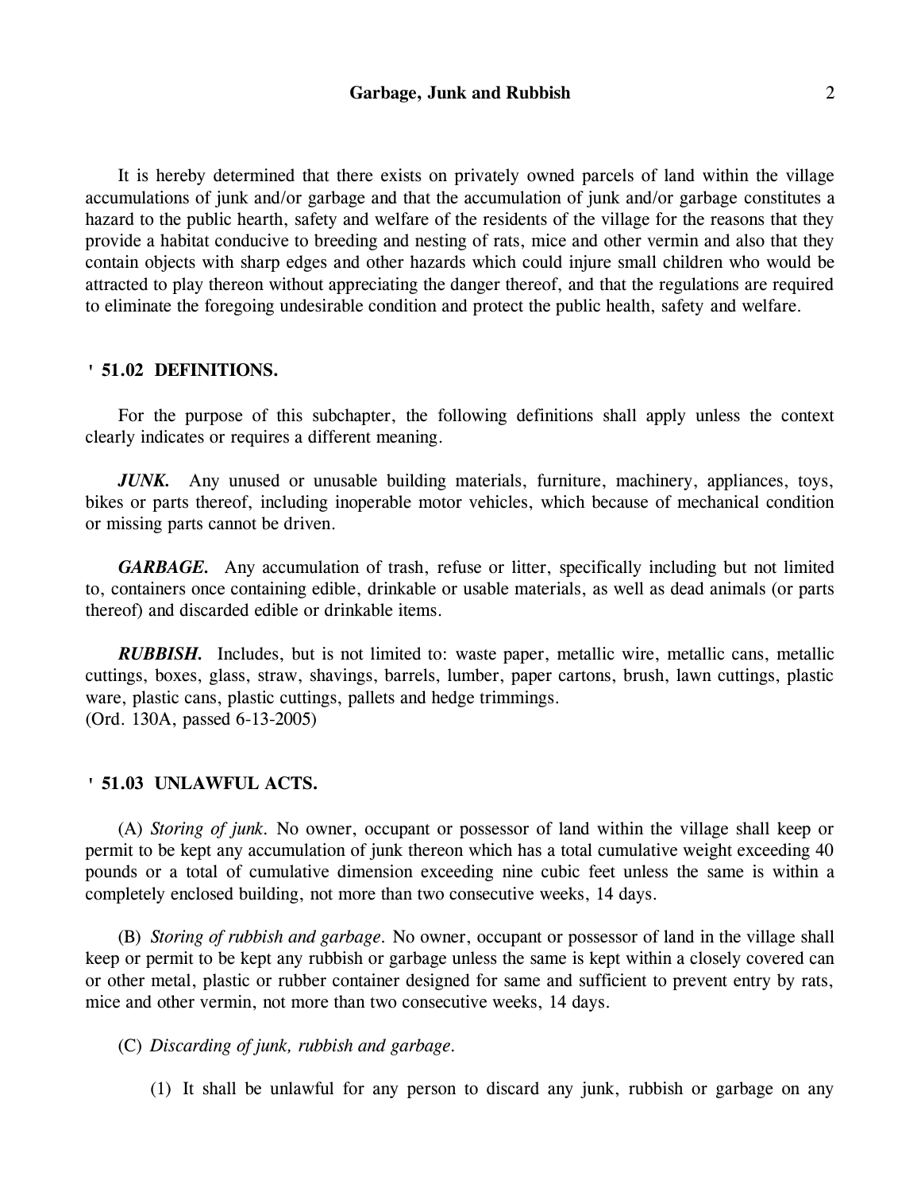It is hereby determined that there exists on privately owned parcels of land within the village accumulations of junk and/or garbage and that the accumulation of junk and/or garbage constitutes a hazard to the public hearth, safety and welfare of the residents of the village for the reasons that they provide a habitat conducive to breeding and nesting of rats, mice and other vermin and also that they contain objects with sharp edges and other hazards which could injure small children who would be attracted to play thereon without appreciating the danger thereof, and that the regulations are required to eliminate the foregoing undesirable condition and protect the public health, safety and welfare.

## ' 51.02 DEFINITIONS.

For the purpose of this subchapter, the following definitions shall apply unless the context clearly indicates or requires a different meaning.

***JUNK.*** Any unused or unusable building materials, furniture, machinery, appliances, toys, bikes or parts thereof, including inoperable motor vehicles, which because of mechanical condition or missing parts cannot be driven.

***GARBAGE.*** Any accumulation of trash, refuse or litter, specifically including but not limited to, containers once containing edible, drinkable or usable materials, as well as dead animals (or parts thereof) and discarded edible or drinkable items.

***RUBBISH.*** Includes, but is not limited to: waste paper, metallic wire, metallic cans, metallic cuttings, boxes, glass, straw, shavings, barrels, lumber, paper cartons, brush, lawn cuttings, plastic ware, plastic cans, plastic cuttings, pallets and hedge trimmings.
(Ord. 130A, passed 6-13-2005)

## ' 51.03 UNLAWFUL ACTS.

(A) *Storing of junk.* No owner, occupant or possessor of land within the village shall keep or permit to be kept any accumulation of junk thereon which has a total cumulative weight exceeding 40 pounds or a total of cumulative dimension exceeding nine cubic feet unless the same is within a completely enclosed building, not more than two consecutive weeks, 14 days.

(B) *Storing of rubbish and garbage.* No owner, occupant or possessor of land in the village shall keep or permit to be kept any rubbish or garbage unless the same is kept within a closely covered can or other metal, plastic or rubber container designed for same and sufficient to prevent entry by rats, mice and other vermin, not more than two consecutive weeks, 14 days.

(C) *Discarding of junk, rubbish and garbage.*

(1) It shall be unlawful for any person to discard any junk, rubbish or garbage on any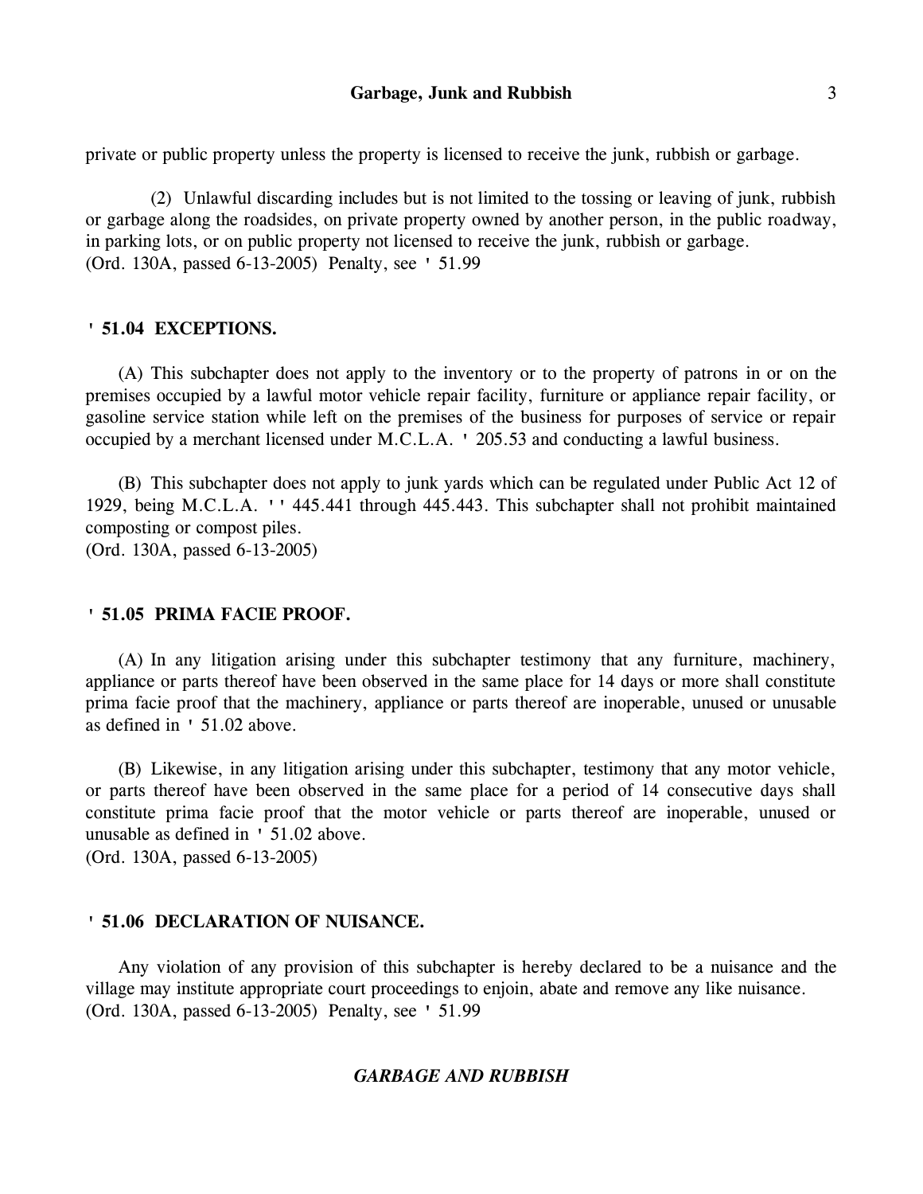private or public property unless the property is licensed to receive the junk, rubbish or garbage.

(2) Unlawful discarding includes but is not limited to the tossing or leaving of junk, rubbish or garbage along the roadsides, on private property owned by another person, in the public roadway, in parking lots, or on public property not licensed to receive the junk, rubbish or garbage.
(Ord. 130A, passed 6-13-2005) Penalty, see ' 51.99

### ' 51.04 EXCEPTIONS.

(A) This subchapter does not apply to the inventory or to the property of patrons in or on the premises occupied by a lawful motor vehicle repair facility, furniture or appliance repair facility, or gasoline service station while left on the premises of the business for purposes of service or repair occupied by a merchant licensed under M.C.L.A. ' 205.53 and conducting a lawful business.

(B) This subchapter does not apply to junk yards which can be regulated under Public Act 12 of 1929, being M.C.L.A. '' 445.441 through 445.443. This subchapter shall not prohibit maintained composting or compost piles.
(Ord. 130A, passed 6-13-2005)

### ' 51.05 PRIMA FACIE PROOF.

(A) In any litigation arising under this subchapter testimony that any furniture, machinery, appliance or parts thereof have been observed in the same place for 14 days or more shall constitute prima facie proof that the machinery, appliance or parts thereof are inoperable, unused or unusable as defined in ' 51.02 above.

(B) Likewise, in any litigation arising under this subchapter, testimony that any motor vehicle, or parts thereof have been observed in the same place for a period of 14 consecutive days shall constitute prima facie proof that the motor vehicle or parts thereof are inoperable, unused or unusable as defined in ' 51.02 above.
(Ord. 130A, passed 6-13-2005)

### ' 51.06 DECLARATION OF NUISANCE.

Any violation of any provision of this subchapter is hereby declared to be a nuisance and the village may institute appropriate court proceedings to enjoin, abate and remove any like nuisance.
(Ord. 130A, passed 6-13-2005) Penalty, see ' 51.99

## *GARBAGE AND RUBBISH*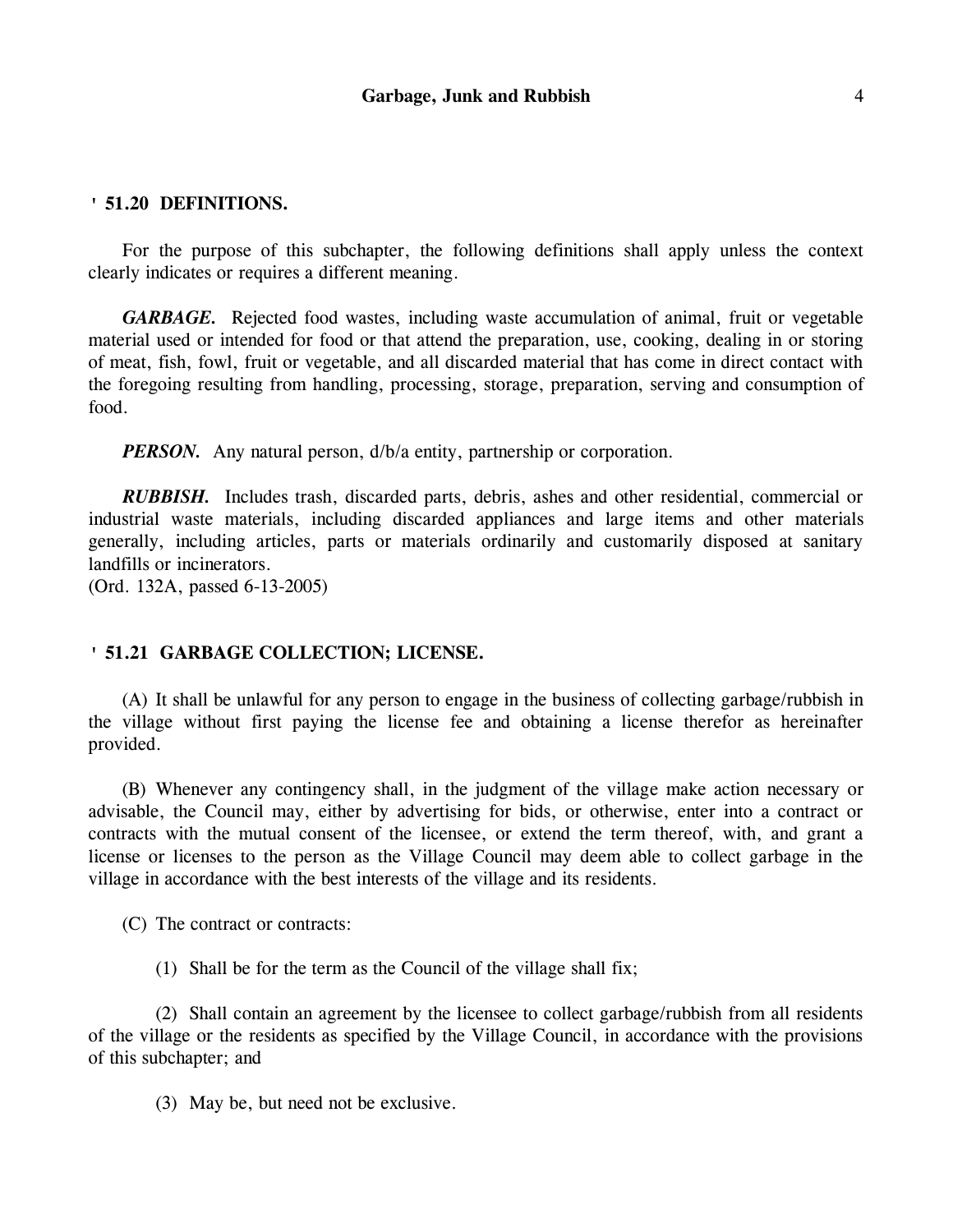## § 51.20 DEFINITIONS.

For the purpose of this subchapter, the following definitions shall apply unless the context clearly indicates or requires a different meaning.

***GARBAGE.*** Rejected food wastes, including waste accumulation of animal, fruit or vegetable material used or intended for food or that attend the preparation, use, cooking, dealing in or storing of meat, fish, fowl, fruit or vegetable, and all discarded material that has come in direct contact with the foregoing resulting from handling, processing, storage, preparation, serving and consumption of food.

***PERSON.*** Any natural person, d/b/a entity, partnership or corporation.

***RUBBISH.*** Includes trash, discarded parts, debris, ashes and other residential, commercial or industrial waste materials, including discarded appliances and large items and other materials generally, including articles, parts or materials ordinarily and customarily disposed at sanitary landfills or incinerators.
(Ord. 132A, passed 6-13-2005)

## § 51.21 GARBAGE COLLECTION; LICENSE.

(A) It shall be unlawful for any person to engage in the business of collecting garbage/rubbish in the village without first paying the license fee and obtaining a license therefor as hereinafter provided.

(B) Whenever any contingency shall, in the judgment of the village make action necessary or advisable, the Council may, either by advertising for bids, or otherwise, enter into a contract or contracts with the mutual consent of the licensee, or extend the term thereof, with, and grant a license or licenses to the person as the Village Council may deem able to collect garbage in the village in accordance with the best interests of the village and its residents.

(C) The contract or contracts:

(1) Shall be for the term as the Council of the village shall fix;

(2) Shall contain an agreement by the licensee to collect garbage/rubbish from all residents of the village or the residents as specified by the Village Council, in accordance with the provisions of this subchapter; and

(3) May be, but need not be exclusive.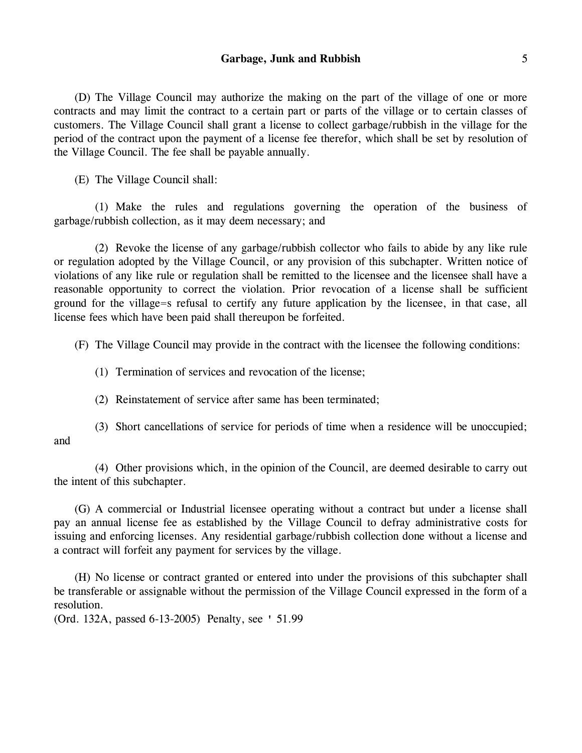(D) The Village Council may authorize the making on the part of the village of one or more contracts and may limit the contract to a certain part or parts of the village or to certain classes of customers. The Village Council shall grant a license to collect garbage/rubbish in the village for the period of the contract upon the payment of a license fee therefor, which shall be set by resolution of the Village Council. The fee shall be payable annually.

(E) The Village Council shall:

(1) Make the rules and regulations governing the operation of the business of garbage/rubbish collection, as it may deem necessary; and

(2) Revoke the license of any garbage/rubbish collector who fails to abide by any like rule or regulation adopted by the Village Council, or any provision of this subchapter. Written notice of violations of any like rule or regulation shall be remitted to the licensee and the licensee shall have a reasonable opportunity to correct the violation. Prior revocation of a license shall be sufficient ground for the village=s refusal to certify any future application by the licensee, in that case, all license fees which have been paid shall thereupon be forfeited.

(F) The Village Council may provide in the contract with the licensee the following conditions:

(1) Termination of services and revocation of the license;

(2) Reinstatement of service after same has been terminated;

(3) Short cancellations of service for periods of time when a residence will be unoccupied; and

(4) Other provisions which, in the opinion of the Council, are deemed desirable to carry out the intent of this subchapter.

(G) A commercial or Industrial licensee operating without a contract but under a license shall pay an annual license fee as established by the Village Council to defray administrative costs for issuing and enforcing licenses. Any residential garbage/rubbish collection done without a license and a contract will forfeit any payment for services by the village.

(H) No license or contract granted or entered into under the provisions of this subchapter shall be transferable or assignable without the permission of the Village Council expressed in the form of a resolution.
(Ord. 132A, passed 6-13-2005) Penalty, see ' 51.99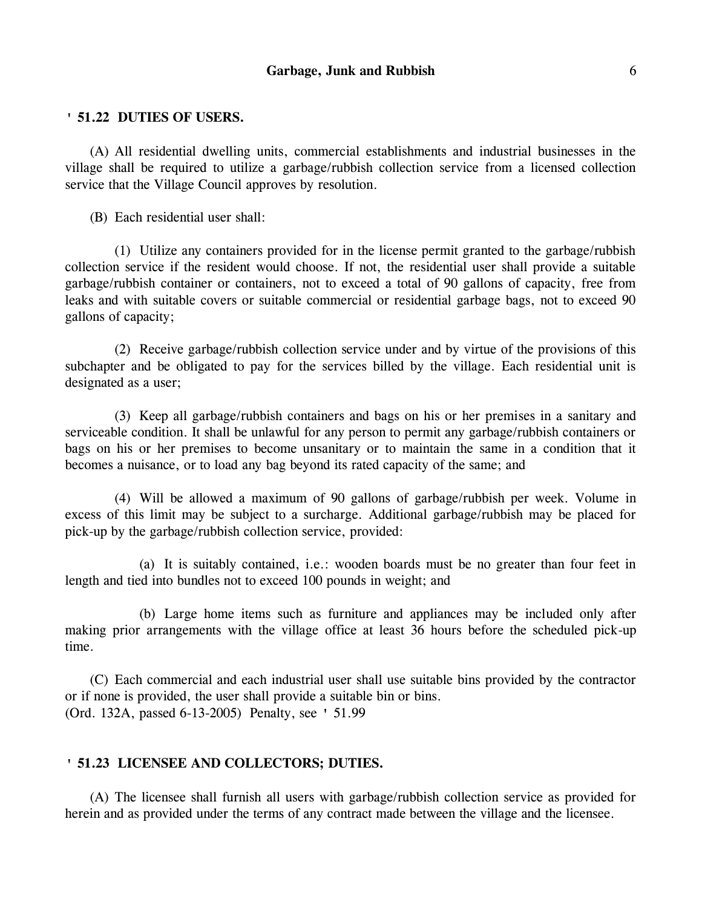## ' 51.22 DUTIES OF USERS.

(A) All residential dwelling units, commercial establishments and industrial businesses in the village shall be required to utilize a garbage/rubbish collection service from a licensed collection service that the Village Council approves by resolution.

(B) Each residential user shall:

(1) Utilize any containers provided for in the license permit granted to the garbage/rubbish collection service if the resident would choose. If not, the residential user shall provide a suitable garbage/rubbish container or containers, not to exceed a total of 90 gallons of capacity, free from leaks and with suitable covers or suitable commercial or residential garbage bags, not to exceed 90 gallons of capacity;

(2) Receive garbage/rubbish collection service under and by virtue of the provisions of this subchapter and be obligated to pay for the services billed by the village. Each residential unit is designated as a user;

(3) Keep all garbage/rubbish containers and bags on his or her premises in a sanitary and serviceable condition. It shall be unlawful for any person to permit any garbage/rubbish containers or bags on his or her premises to become unsanitary or to maintain the same in a condition that it becomes a nuisance, or to load any bag beyond its rated capacity of the same; and

(4) Will be allowed a maximum of 90 gallons of garbage/rubbish per week. Volume in excess of this limit may be subject to a surcharge. Additional garbage/rubbish may be placed for pick-up by the garbage/rubbish collection service, provided:

(a) It is suitably contained, i.e.: wooden boards must be no greater than four feet in length and tied into bundles not to exceed 100 pounds in weight; and

(b) Large home items such as furniture and appliances may be included only after making prior arrangements with the village office at least 36 hours before the scheduled pick-up time.

(C) Each commercial and each industrial user shall use suitable bins provided by the contractor or if none is provided, the user shall provide a suitable bin or bins.
(Ord. 132A, passed 6-13-2005) Penalty, see ' 51.99

## ' 51.23 LICENSEE AND COLLECTORS; DUTIES.

(A) The licensee shall furnish all users with garbage/rubbish collection service as provided for herein and as provided under the terms of any contract made between the village and the licensee.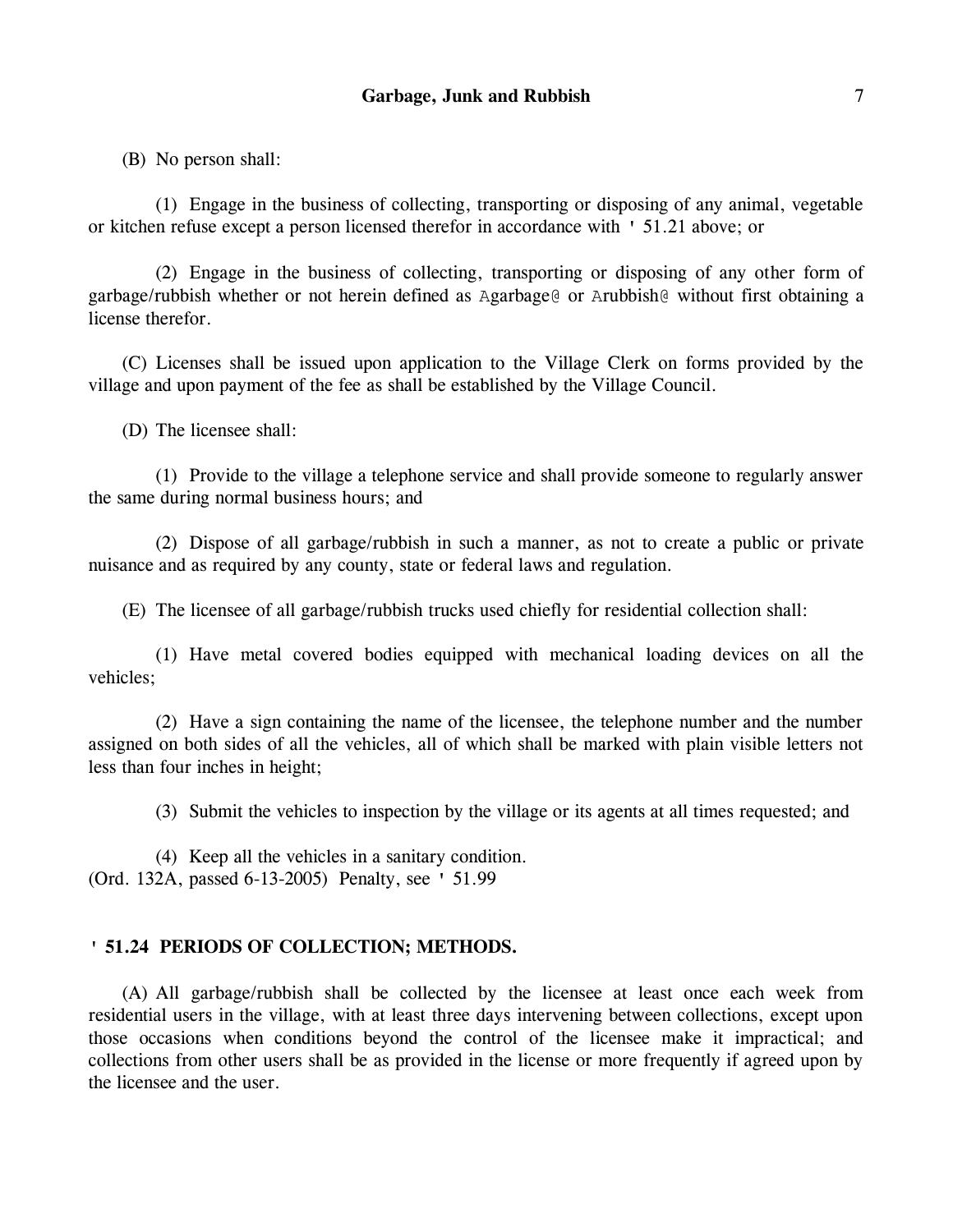(B) No person shall:

(1) Engage in the business of collecting, transporting or disposing of any animal, vegetable or kitchen refuse except a person licensed therefor in accordance with ' 51.21 above; or

(2) Engage in the business of collecting, transporting or disposing of any other form of garbage/rubbish whether or not herein defined as Agarbage@ or Arubbish@ without first obtaining a license therefor.

(C) Licenses shall be issued upon application to the Village Clerk on forms provided by the village and upon payment of the fee as shall be established by the Village Council.

(D) The licensee shall:

(1) Provide to the village a telephone service and shall provide someone to regularly answer the same during normal business hours; and

(2) Dispose of all garbage/rubbish in such a manner, as not to create a public or private nuisance and as required by any county, state or federal laws and regulation.

(E) The licensee of all garbage/rubbish trucks used chiefly for residential collection shall:

(1) Have metal covered bodies equipped with mechanical loading devices on all the vehicles;

(2) Have a sign containing the name of the licensee, the telephone number and the number assigned on both sides of all the vehicles, all of which shall be marked with plain visible letters not less than four inches in height;

(3) Submit the vehicles to inspection by the village or its agents at all times requested; and

(4) Keep all the vehicles in a sanitary condition.
(Ord. 132A, passed 6-13-2005) Penalty, see ' 51.99

**' 51.24 PERIODS OF COLLECTION; METHODS.**

(A) All garbage/rubbish shall be collected by the licensee at least once each week from residential users in the village, with at least three days intervening between collections, except upon those occasions when conditions beyond the control of the licensee make it impractical; and collections from other users shall be as provided in the license or more frequently if agreed upon by the licensee and the user.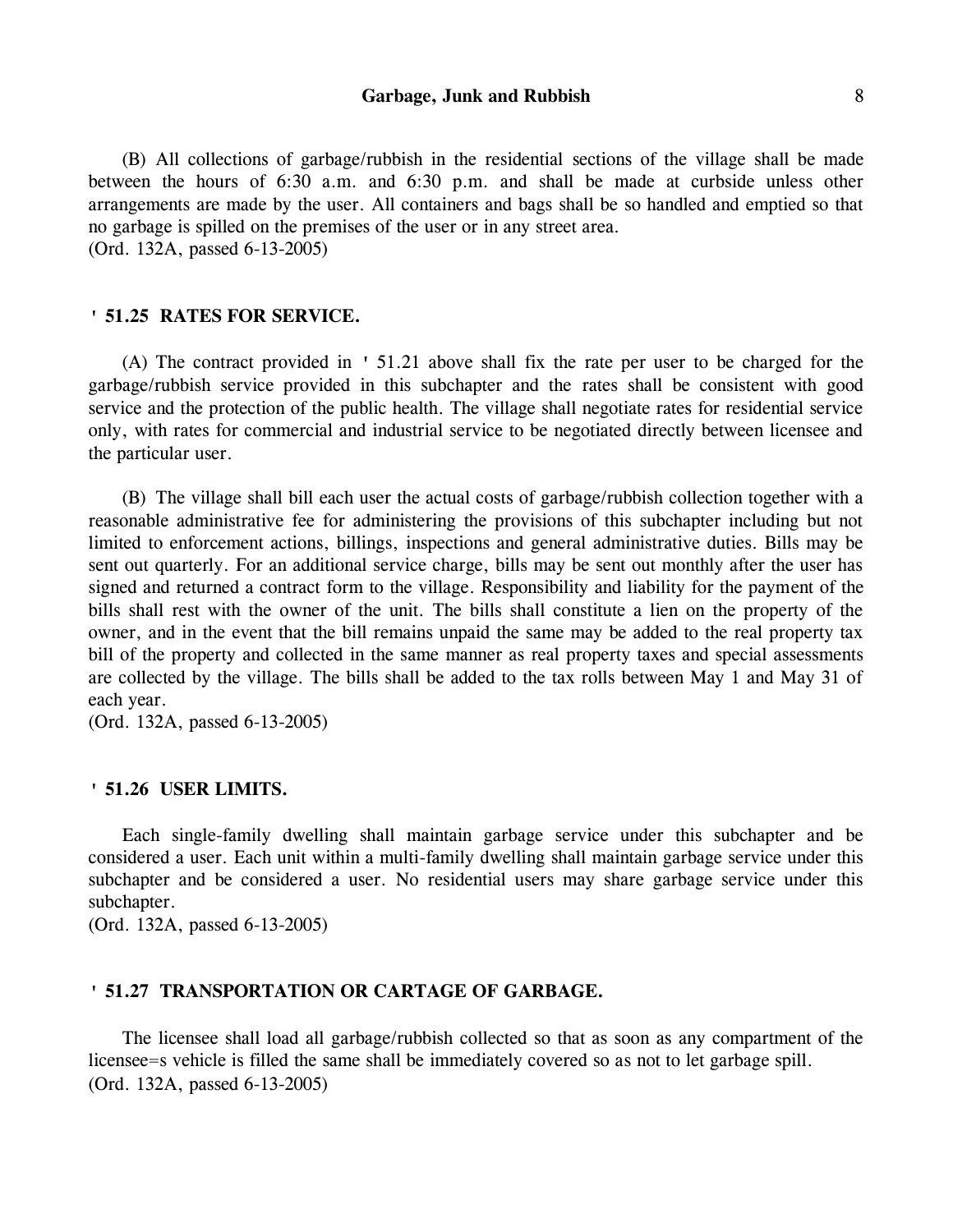(B) All collections of garbage/rubbish in the residential sections of the village shall be made between the hours of 6:30 a.m. and 6:30 p.m. and shall be made at curbside unless other arrangements are made by the user. All containers and bags shall be so handled and emptied so that no garbage is spilled on the premises of the user or in any street area.
(Ord. 132A, passed 6-13-2005)

### ' 51.25 RATES FOR SERVICE.

(A) The contract provided in ' 51.21 above shall fix the rate per user to be charged for the garbage/rubbish service provided in this subchapter and the rates shall be consistent with good service and the protection of the public health. The village shall negotiate rates for residential service only, with rates for commercial and industrial service to be negotiated directly between licensee and the particular user.

(B) The village shall bill each user the actual costs of garbage/rubbish collection together with a reasonable administrative fee for administering the provisions of this subchapter including but not limited to enforcement actions, billings, inspections and general administrative duties. Bills may be sent out quarterly. For an additional service charge, bills may be sent out monthly after the user has signed and returned a contract form to the village. Responsibility and liability for the payment of the bills shall rest with the owner of the unit. The bills shall constitute a lien on the property of the owner, and in the event that the bill remains unpaid the same may be added to the real property tax bill of the property and collected in the same manner as real property taxes and special assessments are collected by the village. The bills shall be added to the tax rolls between May 1 and May 31 of each year.
(Ord. 132A, passed 6-13-2005)

### ' 51.26 USER LIMITS.

Each single-family dwelling shall maintain garbage service under this subchapter and be considered a user. Each unit within a multi-family dwelling shall maintain garbage service under this subchapter and be considered a user. No residential users may share garbage service under this subchapter.
(Ord. 132A, passed 6-13-2005)

### ' 51.27 TRANSPORTATION OR CARTAGE OF GARBAGE.

The licensee shall load all garbage/rubbish collected so that as soon as any compartment of the licensee=s vehicle is filled the same shall be immediately covered so as not to let garbage spill.
(Ord. 132A, passed 6-13-2005)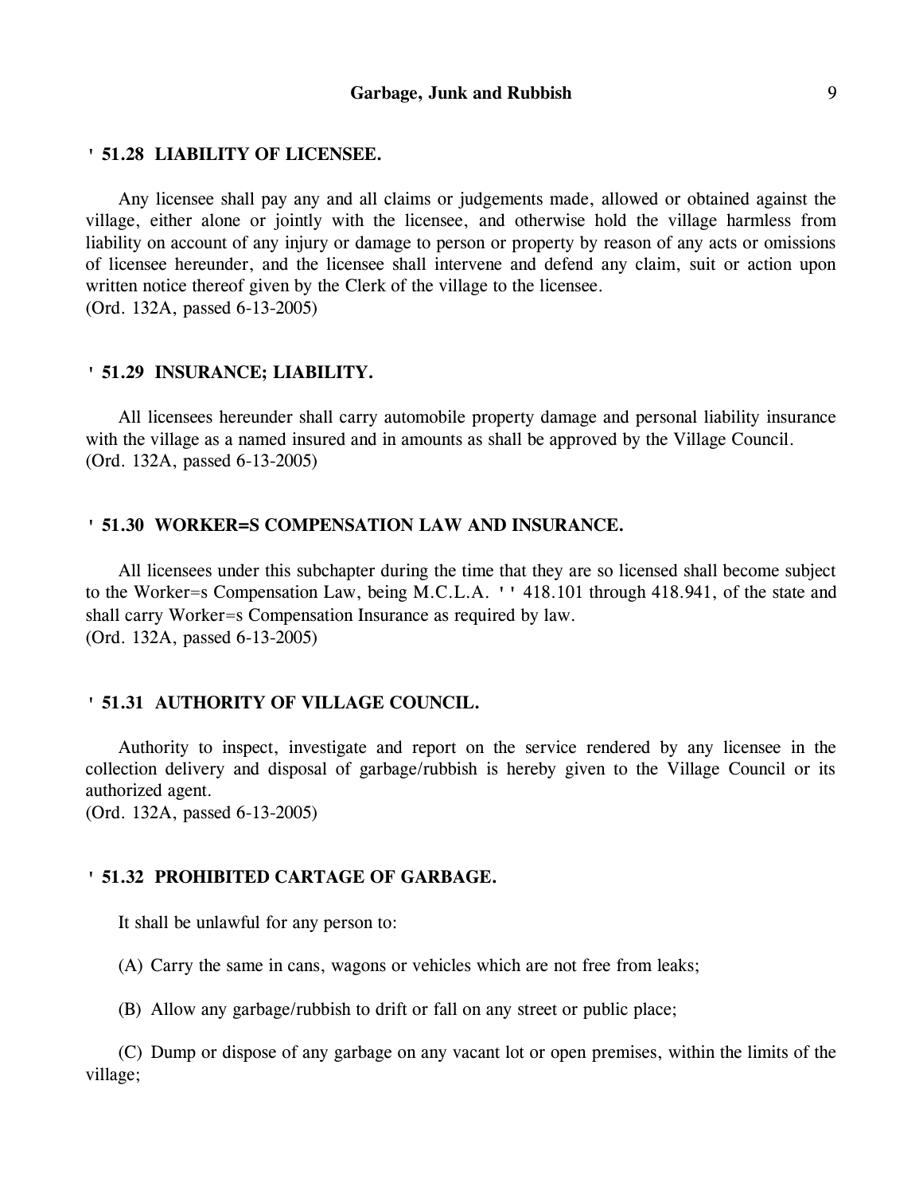### ' 51.28 LIABILITY OF LICENSEE.

Any licensee shall pay any and all claims or judgements made, allowed or obtained against the village, either alone or jointly with the licensee, and otherwise hold the village harmless from liability on account of any injury or damage to person or property by reason of any acts or omissions of licensee hereunder, and the licensee shall intervene and defend any claim, suit or action upon written notice thereof given by the Clerk of the village to the licensee.
(Ord. 132A, passed 6-13-2005)

### ' 51.29 INSURANCE; LIABILITY.

All licensees hereunder shall carry automobile property damage and personal liability insurance with the village as a named insured and in amounts as shall be approved by the Village Council.
(Ord. 132A, passed 6-13-2005)

### ' 51.30 WORKER=S COMPENSATION LAW AND INSURANCE.

All licensees under this subchapter during the time that they are so licensed shall become subject to the Worker=s Compensation Law, being M.C.L.A. '' 418.101 through 418.941, of the state and shall carry Worker=s Compensation Insurance as required by law.
(Ord. 132A, passed 6-13-2005)

### ' 51.31 AUTHORITY OF VILLAGE COUNCIL.

Authority to inspect, investigate and report on the service rendered by any licensee in the collection delivery and disposal of garbage/rubbish is hereby given to the Village Council or its authorized agent.
(Ord. 132A, passed 6-13-2005)

### ' 51.32 PROHIBITED CARTAGE OF GARBAGE.

It shall be unlawful for any person to:

(A) Carry the same in cans, wagons or vehicles which are not free from leaks;

(B) Allow any garbage/rubbish to drift or fall on any street or public place;

(C) Dump or dispose of any garbage on any vacant lot or open premises, within the limits of the village;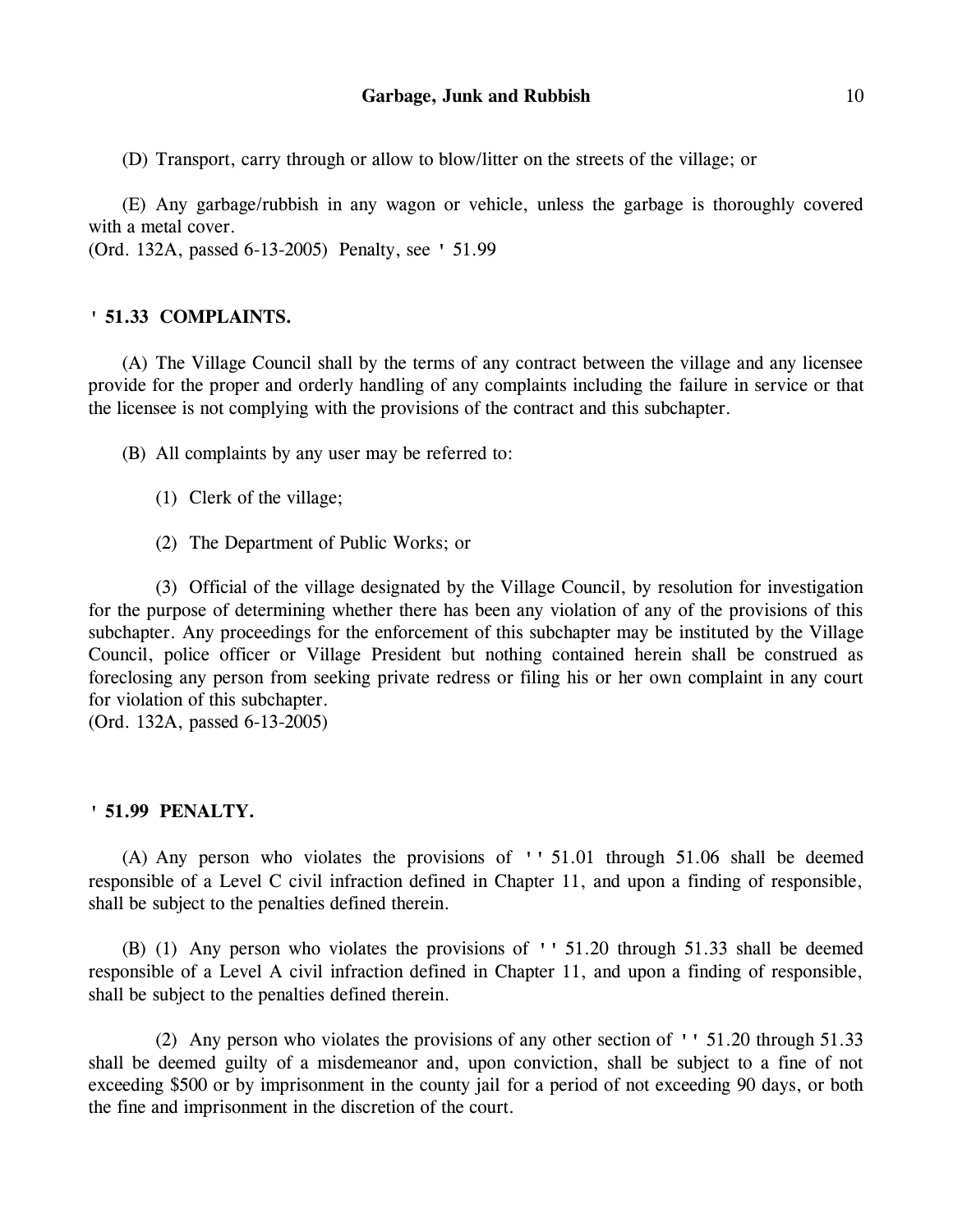(D) Transport, carry through or allow to blow/litter on the streets of the village; or

(E) Any garbage/rubbish in any wagon or vehicle, unless the garbage is thoroughly covered with a metal cover.
(Ord. 132A, passed 6-13-2005) Penalty, see ' 51.99

## ' 51.33 COMPLAINTS.

(A) The Village Council shall by the terms of any contract between the village and any licensee provide for the proper and orderly handling of any complaints including the failure in service or that the licensee is not complying with the provisions of the contract and this subchapter.

(B) All complaints by any user may be referred to:

(1) Clerk of the village;

(2) The Department of Public Works; or

(3) Official of the village designated by the Village Council, by resolution for investigation for the purpose of determining whether there has been any violation of any of the provisions of this subchapter. Any proceedings for the enforcement of this subchapter may be instituted by the Village Council, police officer or Village President but nothing contained herein shall be construed as foreclosing any person from seeking private redress or filing his or her own complaint in any court for violation of this subchapter.
(Ord. 132A, passed 6-13-2005)

## ' 51.99 PENALTY.

(A) Any person who violates the provisions of '' 51.01 through 51.06 shall be deemed responsible of a Level C civil infraction defined in Chapter 11, and upon a finding of responsible, shall be subject to the penalties defined therein.

(B) (1) Any person who violates the provisions of '' 51.20 through 51.33 shall be deemed responsible of a Level A civil infraction defined in Chapter 11, and upon a finding of responsible, shall be subject to the penalties defined therein.

(2) Any person who violates the provisions of any other section of '' 51.20 through 51.33 shall be deemed guilty of a misdemeanor and, upon conviction, shall be subject to a fine of not exceeding $500 or by imprisonment in the county jail for a period of not exceeding 90 days, or both the fine and imprisonment in the discretion of the court.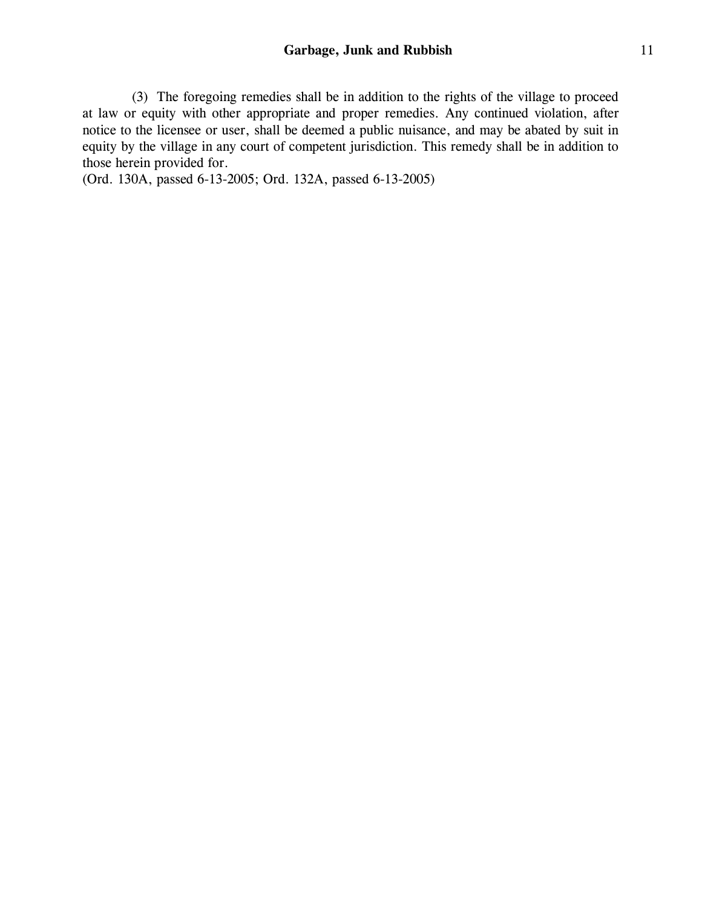(3) The foregoing remedies shall be in addition to the rights of the village to proceed at law or equity with other appropriate and proper remedies. Any continued violation, after notice to the licensee or user, shall be deemed a public nuisance, and may be abated by suit in equity by the village in any court of competent jurisdiction. This remedy shall be in addition to those herein provided for.
(Ord. 130A, passed 6-13-2005; Ord. 132A, passed 6-13-2005)